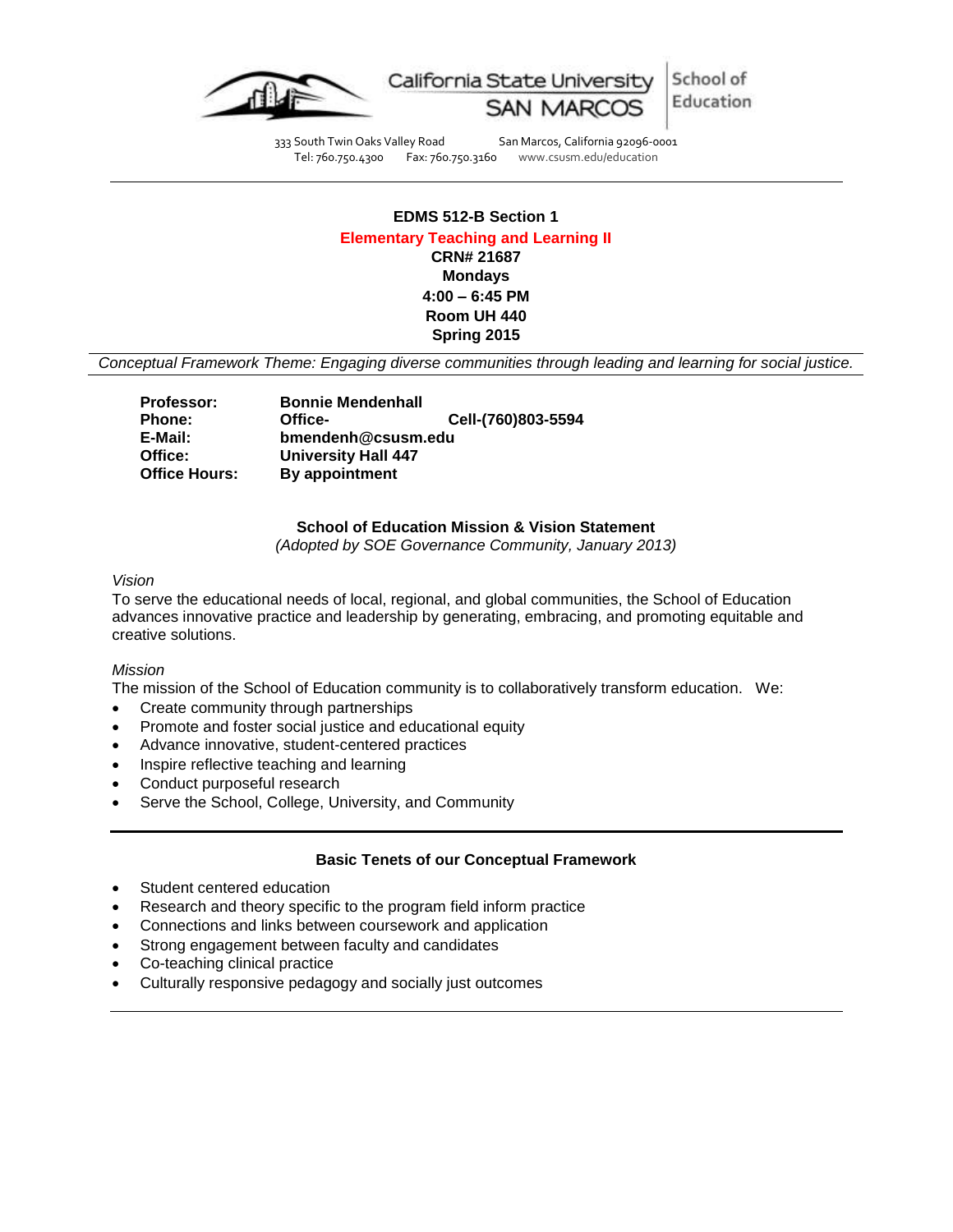California State University SAN MARCOS | School of Education

333 South Twin Oaks Valley Road San Marcos, California 92096-0001
Tel: 760.750.4300 Fax: 760.750.3160 www.csusm.edu/education

---

**EDMS 512-B Section 1**

**Elementary Teaching and Learning II**

**CRN# 21687**

**Mondays**

**4:00 – 6:45 PM**

**Room UH 440**

**Spring 2015**

*Conceptual Framework Theme: Engaging diverse communities through leading and learning for social justice.*

| | | |
|---|---|---|
| **Professor:** | **Bonnie Mendenhall** | |
| **Phone:** | **Office-** | **Cell-(760)803-5594** |
| **E-Mail:** | **bmendenh@csusm.edu** | |
| **Office:** | **University Hall 447** | |
| **Office Hours:** | **By appointment** | |

### School of Education Mission & Vision Statement

*(Adopted by SOE Governance Community, January 2013)*

*Vision*

To serve the educational needs of local, regional, and global communities, the School of Education advances innovative practice and leadership by generating, embracing, and promoting equitable and creative solutions.

*Mission*

The mission of the School of Education community is to collaboratively transform education. We:

- Create community through partnerships
- Promote and foster social justice and educational equity
- Advance innovative, student-centered practices
- Inspire reflective teaching and learning
- Conduct purposeful research
- Serve the School, College, University, and Community

---

### Basic Tenets of our Conceptual Framework

- Student centered education
- Research and theory specific to the program field inform practice
- Connections and links between coursework and application
- Strong engagement between faculty and candidates
- Co-teaching clinical practice
- Culturally responsive pedagogy and socially just outcomes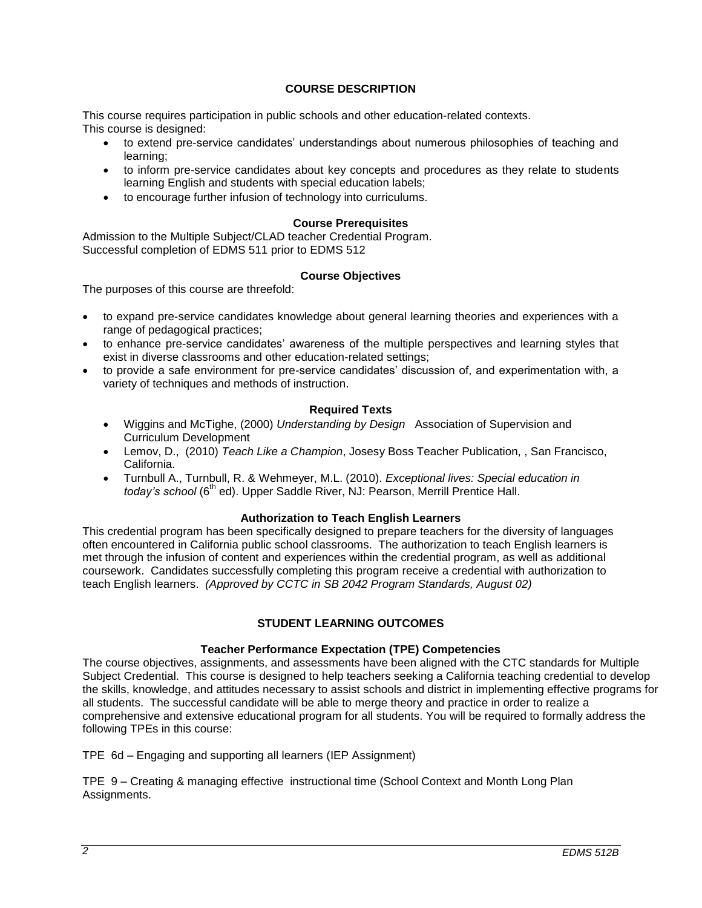## COURSE DESCRIPTION

This course requires participation in public schools and other education-related contexts.
This course is designed:

- to extend pre-service candidates' understandings about numerous philosophies of teaching and learning;
- to inform pre-service candidates about key concepts and procedures as they relate to students learning English and students with special education labels;
- to encourage further infusion of technology into curriculums.

### Course Prerequisites

Admission to the Multiple Subject/CLAD teacher Credential Program.
Successful completion of EDMS 511 prior to EDMS 512

### Course Objectives

The purposes of this course are threefold:

- to expand pre-service candidates knowledge about general learning theories and experiences with a range of pedagogical practices;
- to enhance pre-service candidates' awareness of the multiple perspectives and learning styles that exist in diverse classrooms and other education-related settings;
- to provide a safe environment for pre-service candidates' discussion of, and experimentation with, a variety of techniques and methods of instruction.

### Required Texts

- Wiggins and McTighe, (2000) *Understanding by Design* Association of Supervision and Curriculum Development
- Lemov, D., (2010) *Teach Like a Champion*, Josesy Boss Teacher Publication, , San Francisco, California.
- Turnbull A., Turnbull, R. & Wehmeyer, M.L. (2010). *Exceptional lives: Special education in today's school* (6th ed). Upper Saddle River, NJ: Pearson, Merrill Prentice Hall.

### Authorization to Teach English Learners

This credential program has been specifically designed to prepare teachers for the diversity of languages often encountered in California public school classrooms. The authorization to teach English learners is met through the infusion of content and experiences within the credential program, as well as additional coursework. Candidates successfully completing this program receive a credential with authorization to teach English learners. *(Approved by CCTC in SB 2042 Program Standards, August 02)*

## STUDENT LEARNING OUTCOMES

### Teacher Performance Expectation (TPE) Competencies

The course objectives, assignments, and assessments have been aligned with the CTC standards for Multiple Subject Credential. This course is designed to help teachers seeking a California teaching credential to develop the skills, knowledge, and attitudes necessary to assist schools and district in implementing effective programs for all students. The successful candidate will be able to merge theory and practice in order to realize a comprehensive and extensive educational program for all students. You will be required to formally address the following TPEs in this course:

TPE 6d – Engaging and supporting all learners (IEP Assignment)

TPE 9 – Creating & managing effective instructional time (School Context and Month Long Plan Assignments.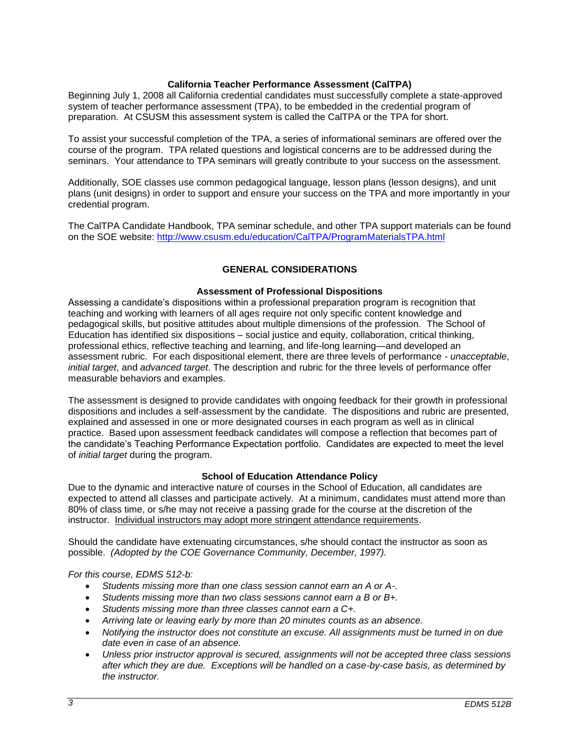### California Teacher Performance Assessment (CalTPA)

Beginning July 1, 2008 all California credential candidates must successfully complete a state-approved system of teacher performance assessment (TPA), to be embedded in the credential program of preparation. At CSUSM this assessment system is called the CalTPA or the TPA for short.

To assist your successful completion of the TPA, a series of informational seminars are offered over the course of the program. TPA related questions and logistical concerns are to be addressed during the seminars. Your attendance to TPA seminars will greatly contribute to your success on the assessment.

Additionally, SOE classes use common pedagogical language, lesson plans (lesson designs), and unit plans (unit designs) in order to support and ensure your success on the TPA and more importantly in your credential program.

The CalTPA Candidate Handbook, TPA seminar schedule, and other TPA support materials can be found on the SOE website: [http://www.csusm.edu/education/CalTPA/ProgramMaterialsTPA.html](http://www.csusm.edu/education/CalTPA/ProgramMaterialsTPA.html)

## GENERAL CONSIDERATIONS

### Assessment of Professional Dispositions

Assessing a candidate's dispositions within a professional preparation program is recognition that teaching and working with learners of all ages require not only specific content knowledge and pedagogical skills, but positive attitudes about multiple dimensions of the profession. The School of Education has identified six dispositions – social justice and equity, collaboration, critical thinking, professional ethics, reflective teaching and learning, and life-long learning—and developed an assessment rubric. For each dispositional element, there are three levels of performance - *unacceptable*, *initial target*, and *advanced target*. The description and rubric for the three levels of performance offer measurable behaviors and examples.

The assessment is designed to provide candidates with ongoing feedback for their growth in professional dispositions and includes a self-assessment by the candidate. The dispositions and rubric are presented, explained and assessed in one or more designated courses in each program as well as in clinical practice. Based upon assessment feedback candidates will compose a reflection that becomes part of the candidate's Teaching Performance Expectation portfolio. Candidates are expected to meet the level of *initial target* during the program.

### School of Education Attendance Policy

Due to the dynamic and interactive nature of courses in the School of Education, all candidates are expected to attend all classes and participate actively. At a minimum, candidates must attend more than 80% of class time, or s/he may not receive a passing grade for the course at the discretion of the instructor. <u>Individual instructors may adopt more stringent attendance requirements</u>.

Should the candidate have extenuating circumstances, s/he should contact the instructor as soon as possible. *(Adopted by the COE Governance Community, December, 1997).*

*For this course, EDMS 512-b:*

- *Students missing more than one class session cannot earn an A or A-.*
- *Students missing more than two class sessions cannot earn a B or B+.*
- *Students missing more than three classes cannot earn a C+.*
- *Arriving late or leaving early by more than 20 minutes counts as an absence.*
- *Notifying the instructor does not constitute an excuse. All assignments must be turned in on due date even in case of an absence.*
- *Unless prior instructor approval is secured, assignments will not be accepted three class sessions after which they are due. Exceptions will be handled on a case-by-case basis, as determined by the instructor.*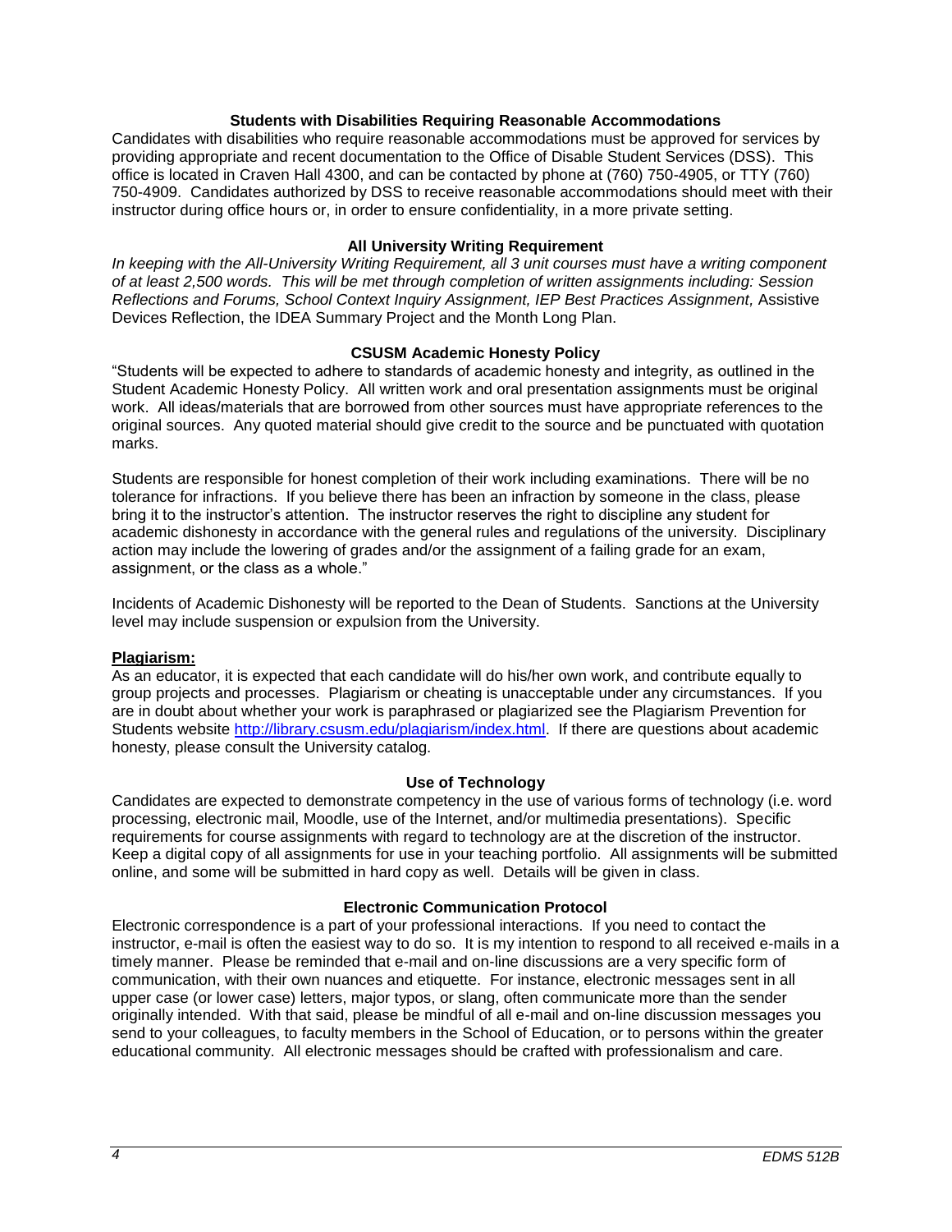### Students with Disabilities Requiring Reasonable Accommodations

Candidates with disabilities who require reasonable accommodations must be approved for services by providing appropriate and recent documentation to the Office of Disable Student Services (DSS). This office is located in Craven Hall 4300, and can be contacted by phone at (760) 750-4905, or TTY (760) 750-4909. Candidates authorized by DSS to receive reasonable accommodations should meet with their instructor during office hours or, in order to ensure confidentiality, in a more private setting.

### All University Writing Requirement

*In keeping with the All-University Writing Requirement, all 3 unit courses must have a writing component of at least 2,500 words. This will be met through completion of written assignments including: Session Reflections and Forums, School Context Inquiry Assignment, IEP Best Practices Assignment,* Assistive Devices Reflection, the IDEA Summary Project and the Month Long Plan.

### CSUSM Academic Honesty Policy

"Students will be expected to adhere to standards of academic honesty and integrity, as outlined in the Student Academic Honesty Policy. All written work and oral presentation assignments must be original work. All ideas/materials that are borrowed from other sources must have appropriate references to the original sources. Any quoted material should give credit to the source and be punctuated with quotation marks.

Students are responsible for honest completion of their work including examinations. There will be no tolerance for infractions. If you believe there has been an infraction by someone in the class, please bring it to the instructor's attention. The instructor reserves the right to discipline any student for academic dishonesty in accordance with the general rules and regulations of the university. Disciplinary action may include the lowering of grades and/or the assignment of a failing grade for an exam, assignment, or the class as a whole."

Incidents of Academic Dishonesty will be reported to the Dean of Students. Sanctions at the University level may include suspension or expulsion from the University.

**Plagiarism:**

As an educator, it is expected that each candidate will do his/her own work, and contribute equally to group projects and processes. Plagiarism or cheating is unacceptable under any circumstances. If you are in doubt about whether your work is paraphrased or plagiarized see the Plagiarism Prevention for Students website http://library.csusm.edu/plagiarism/index.html. If there are questions about academic honesty, please consult the University catalog.

### Use of Technology

Candidates are expected to demonstrate competency in the use of various forms of technology (i.e. word processing, electronic mail, Moodle, use of the Internet, and/or multimedia presentations). Specific requirements for course assignments with regard to technology are at the discretion of the instructor. Keep a digital copy of all assignments for use in your teaching portfolio. All assignments will be submitted online, and some will be submitted in hard copy as well. Details will be given in class.

### Electronic Communication Protocol

Electronic correspondence is a part of your professional interactions. If you need to contact the instructor, e-mail is often the easiest way to do so. It is my intention to respond to all received e-mails in a timely manner. Please be reminded that e-mail and on-line discussions are a very specific form of communication, with their own nuances and etiquette. For instance, electronic messages sent in all upper case (or lower case) letters, major typos, or slang, often communicate more than the sender originally intended. With that said, please be mindful of all e-mail and on-line discussion messages you send to your colleagues, to faculty members in the School of Education, or to persons within the greater educational community. All electronic messages should be crafted with professionalism and care.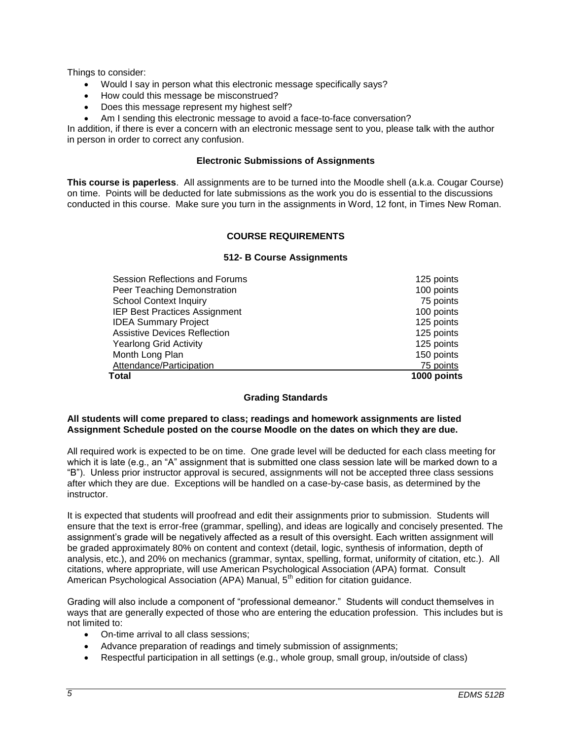Things to consider:

- Would I say in person what this electronic message specifically says?
- How could this message be misconstrued?
- Does this message represent my highest self?
- Am I sending this electronic message to avoid a face-to-face conversation?

In addition, if there is ever a concern with an electronic message sent to you, please talk with the author in person in order to correct any confusion.

### Electronic Submissions of Assignments

**This course is paperless**. All assignments are to be turned into the Moodle shell (a.k.a. Cougar Course) on time. Points will be deducted for late submissions as the work you do is essential to the discussions conducted in this course. Make sure you turn in the assignments in Word, 12 font, in Times New Roman.

## COURSE REQUIREMENTS

### 512- B Course Assignments

| Assignment | Points |
| --- | --- |
| Session Reflections and Forums | 125 points |
| Peer Teaching Demonstration | 100 points |
| School Context Inquiry | 75 points |
| IEP Best Practices Assignment | 100 points |
| IDEA Summary Project | 125 points |
| Assistive Devices Reflection | 125 points |
| Yearlong Grid Activity | 125 points |
| Month Long Plan | 150 points |
| Attendance/Participation | 75 points |
| **Total** | **1000 points** |

### Grading Standards

**All students will come prepared to class; readings and homework assignments are listed Assignment Schedule posted on the course Moodle on the dates on which they are due.**

All required work is expected to be on time. One grade level will be deducted for each class meeting for which it is late (e.g., an "A" assignment that is submitted one class session late will be marked down to a "B"). Unless prior instructor approval is secured, assignments will not be accepted three class sessions after which they are due. Exceptions will be handled on a case-by-case basis, as determined by the instructor.

It is expected that students will proofread and edit their assignments prior to submission. Students will ensure that the text is error-free (grammar, spelling), and ideas are logically and concisely presented. The assignment's grade will be negatively affected as a result of this oversight. Each written assignment will be graded approximately 80% on content and context (detail, logic, synthesis of information, depth of analysis, etc.), and 20% on mechanics (grammar, syntax, spelling, format, uniformity of citation, etc.). All citations, where appropriate, will use American Psychological Association (APA) format. Consult American Psychological Association (APA) Manual, 5th edition for citation guidance.

Grading will also include a component of "professional demeanor." Students will conduct themselves in ways that are generally expected of those who are entering the education profession. This includes but is not limited to:

- On-time arrival to all class sessions;
- Advance preparation of readings and timely submission of assignments;
- Respectful participation in all settings (e.g., whole group, small group, in/outside of class)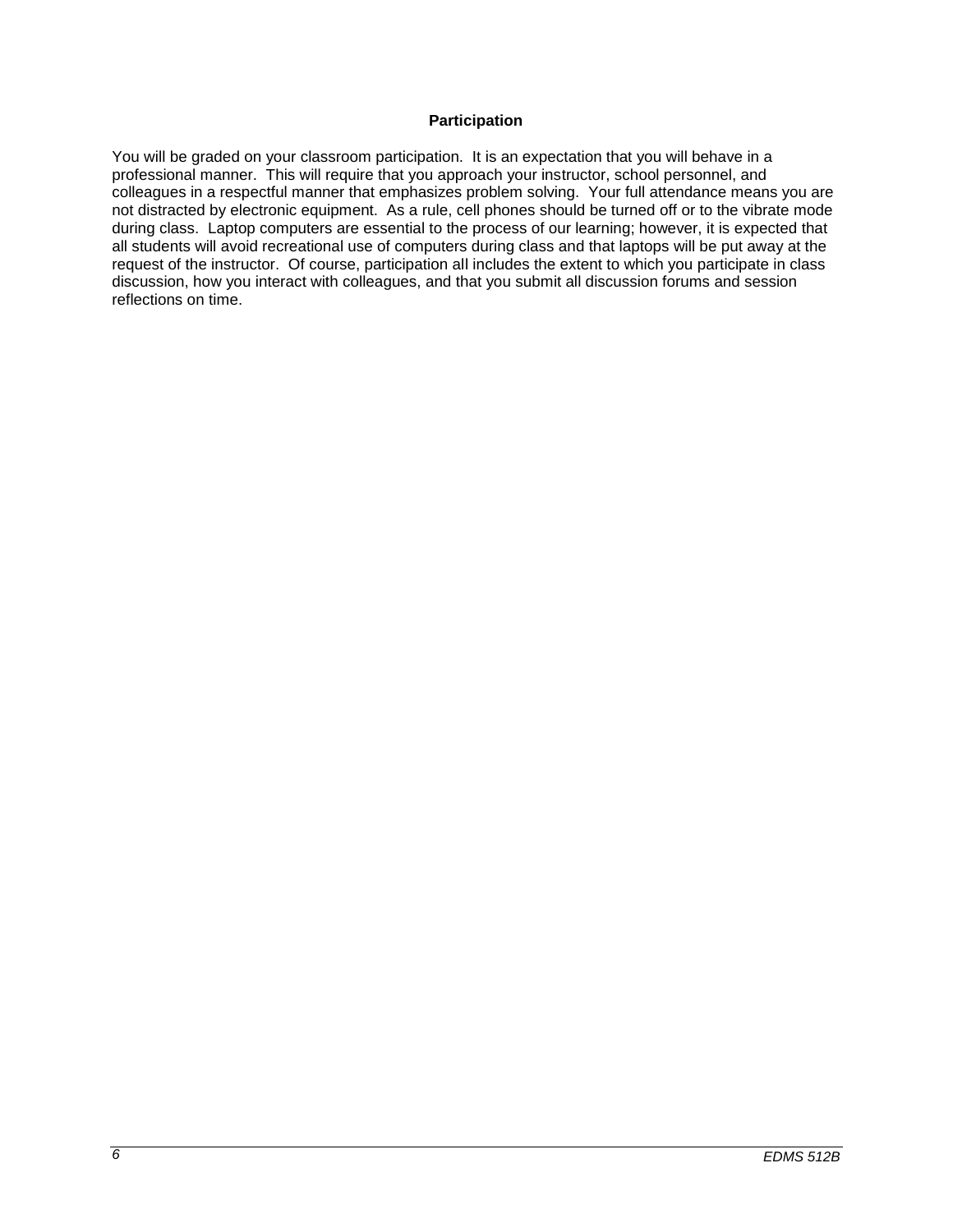## Participation

You will be graded on your classroom participation. It is an expectation that you will behave in a professional manner. This will require that you approach your instructor, school personnel, and colleagues in a respectful manner that emphasizes problem solving. Your full attendance means you are not distracted by electronic equipment. As a rule, cell phones should be turned off or to the vibrate mode during class. Laptop computers are essential to the process of our learning; however, it is expected that all students will avoid recreational use of computers during class and that laptops will be put away at the request of the instructor. Of course, participation all includes the extent to which you participate in class discussion, how you interact with colleagues, and that you submit all discussion forums and session reflections on time.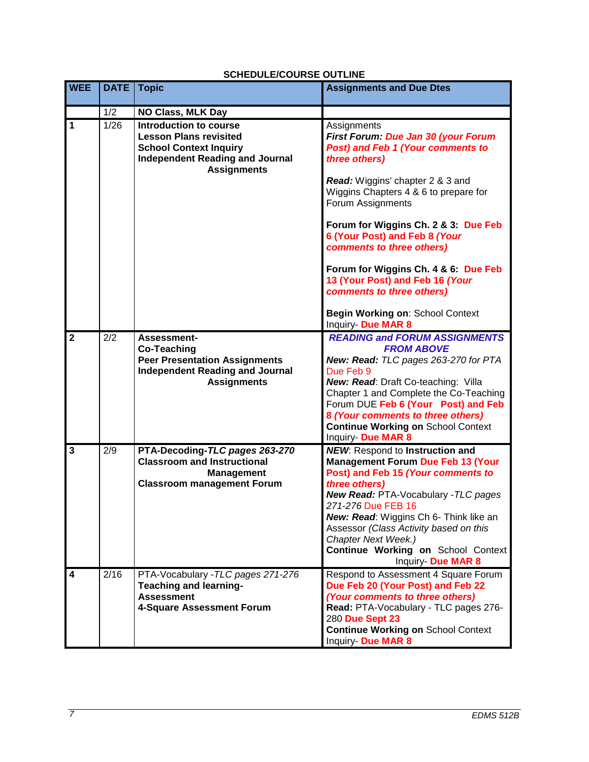**SCHEDULE/COURSE OUTLINE**

| WEE | DATE | Topic | Assignments and Due Dtes |
|---|---|---|---|
| | 1/2 | **NO Class, MLK Day** | |
| **1** | 1/26 | **Introduction to course**<br>**Lesson Plans revisited**<br>**School Context Inquiry**<br>**Independent Reading and Journal Assignments** | Assignments<br>***First Forum:* *Due Jan 30 (your Forum Post) and Feb 1 (Your comments to three others)***<br><br>***Read:*** Wiggins' chapter 2 & 3 and Wiggins Chapters 4 & 6 to prepare for Forum Assignments<br><br>**Forum for Wiggins Ch. 2 & 3: Due Feb 6 (Your Post) and Feb 8 *(Your comments to three others)***<br><br>**Forum for Wiggins Ch. 4 & 6: Due Feb 13 (Your Post) and Feb 16 *(Your comments to three others)***<br><br>**Begin Working on**: School Context Inquiry- **Due MAR 8** |
| **2** | 2/2 | **Assessment-**<br>**Co-Teaching**<br>**Peer Presentation Assignments**<br>**Independent Reading and Journal Assignments** | ***READING and FORUM ASSIGNMENTS FROM ABOVE***<br>***New: Read:*** *TLC pages 263-270 for PTA* Due Feb 9<br>***New: Read***: Draft Co-teaching: Villa Chapter 1 and Complete the Co-Teaching Forum DUE **Feb 6 (Your Post) and Feb 8 *(Your comments to three others)***<br>**Continue Working on** School Context Inquiry- **Due MAR 8** |
| **3** | 2/9 | **PTA-Decoding-*TLC pages 263-270***<br>**Classroom and Instructional Management**<br>**Classroom management Forum** | ***NEW***: Respond to **Instruction and Management Forum Due Feb 13 (Your Post) and Feb 15 *(Your comments to three others)***<br>***New Read:*** PTA-Vocabulary -*TLC pages 271-276* Due FEB 16<br>***New: Read***: Wiggins Ch 6- Think like an Assessor *(Class Activity based on this Chapter Next Week.)*<br>**Continue Working on** School Context Inquiry- **Due MAR 8** |
| **4** | 2/16 | PTA-Vocabulary -*TLC pages 271-276*<br>**Teaching and learning- Assessment**<br>**4-Square Assessment Forum** | Respond to Assessment 4 Square Forum **Due Feb 20 (Your Post) and Feb 22 *(Your comments to three others)***<br>**Read:** PTA-Vocabulary - TLC pages 276-280 **Due Sept 23**<br>**Continue Working on** School Context Inquiry- **Due MAR 8** |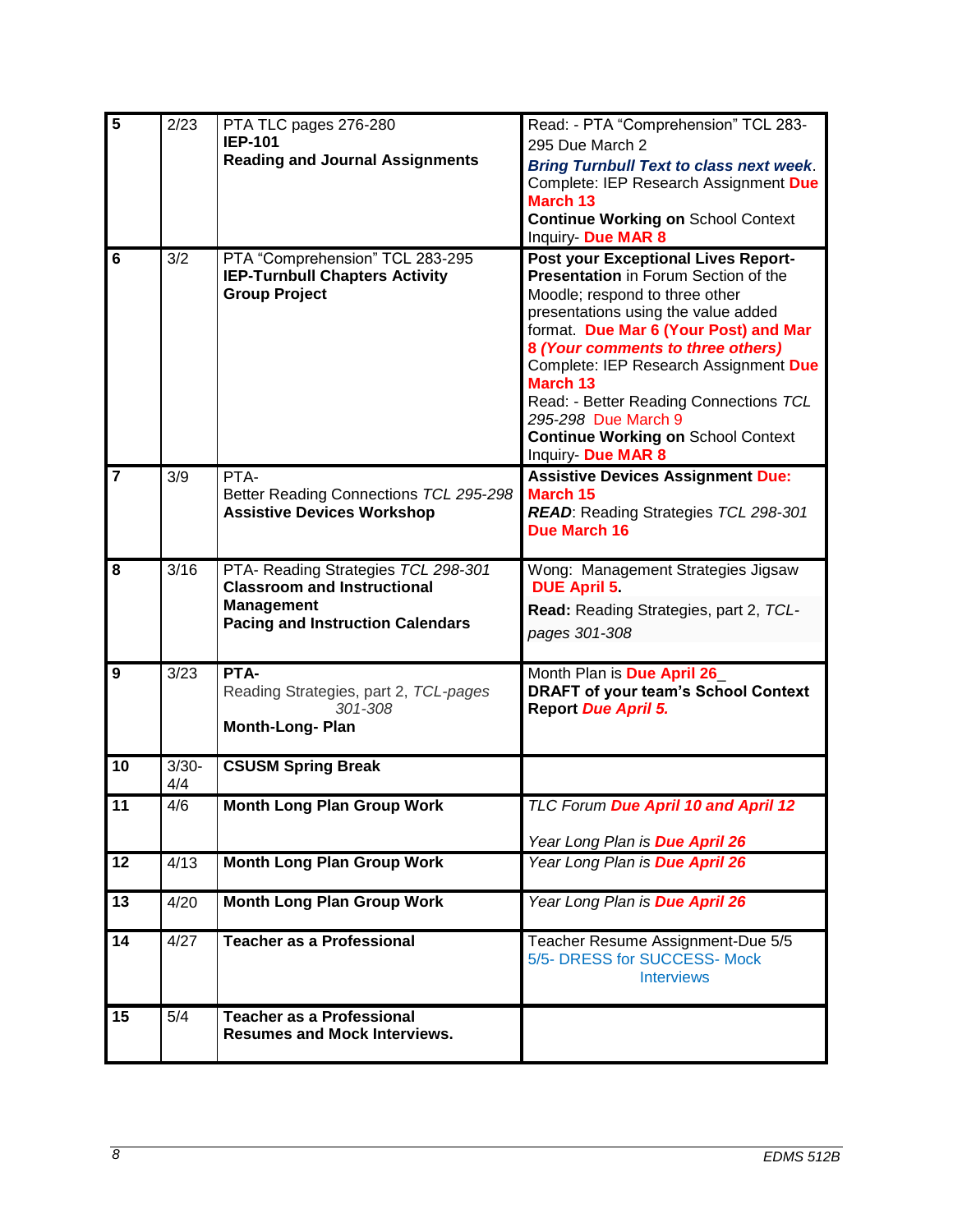| | | | |
|---|---|---|---|
| **5** | 2/23 | PTA TLC pages 276-280<br>**IEP-101**<br>**Reading and Journal Assignments** | Read: - PTA "Comprehension" TCL 283-295 Due March 2<br>***Bring Turnbull Text to class next week***.<br>Complete: IEP Research Assignment **Due March 13**<br>**Continue Working on** School Context Inquiry- **Due MAR 8** |
| **6** | 3/2 | PTA "Comprehension" TCL 283-295<br>**IEP-Turnbull Chapters Activity**<br>**Group Project** | **Post your Exceptional Lives Report- Presentation** in Forum Section of the Moodle; respond to three other presentations using the value added format. **Due Mar 6 (Your Post) and Mar 8 *(Your comments to three others)***<br>Complete: IEP Research Assignment **Due March 13**<br>Read: - Better Reading Connections *TCL 295-298* Due March 9<br>**Continue Working on** School Context Inquiry- **Due MAR 8** |
| **7** | 3/9 | PTA-<br>Better Reading Connections *TCL 295-298*<br>**Assistive Devices Workshop** | **Assistive Devices Assignment Due: March 15**<br>***READ***: Reading Strategies *TCL 298-301* **Due March 16** |
| **8** | 3/16 | PTA- Reading Strategies *TCL 298-301*<br>**Classroom and Instructional Management**<br>**Pacing and Instruction Calendars** | Wong: Management Strategies Jigsaw **DUE April 5.**<br>**Read:** Reading Strategies, part 2, *TCL-pages 301-308* |
| **9** | 3/23 | **PTA-**<br>Reading Strategies, part 2, *TCL-pages 301-308*<br>**Month-Long- Plan** | Month Plan is **Due April 26**_<br>**DRAFT of your team's School Context Report *Due April 5.*** |
| **10** | 3/30-4/4 | **CSUSM Spring Break** | |
| **11** | 4/6 | **Month Long Plan Group Work** | *TLC Forum* ***Due April 10 and April 12***<br>*Year Long Plan is* ***Due April 26*** |
| **12** | 4/13 | **Month Long Plan Group Work** | *Year Long Plan is* ***Due April 26*** |
| **13** | 4/20 | **Month Long Plan Group Work** | *Year Long Plan is* ***Due April 26*** |
| **14** | 4/27 | **Teacher as a Professional** | Teacher Resume Assignment-Due 5/5<br>5/5- DRESS for SUCCESS- Mock Interviews |
| **15** | 5/4 | **Teacher as a Professional**<br>**Resumes and Mock Interviews.** | |